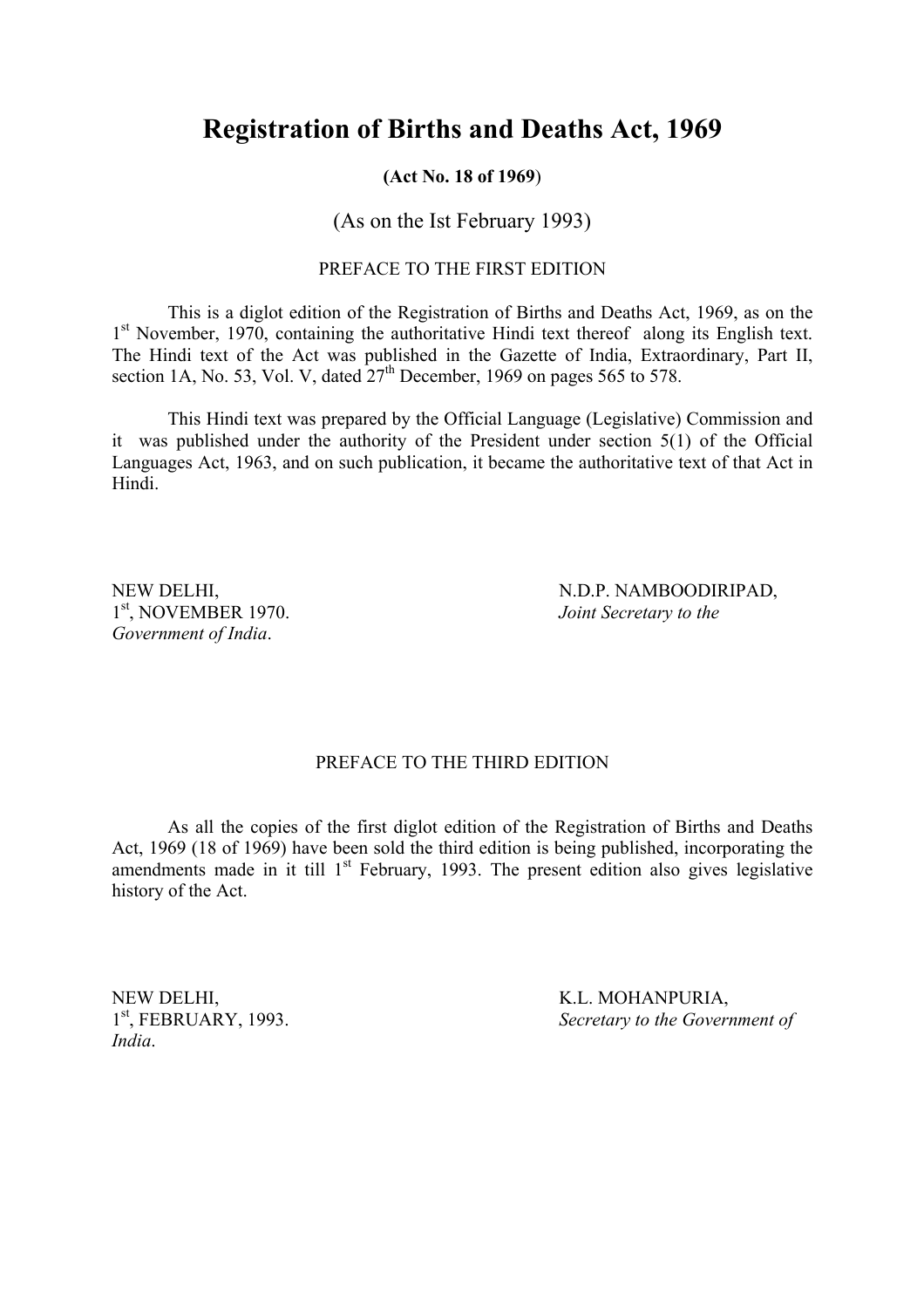# Registration of Births and Deaths Act, 1969

**(Act No. 18 of 1969)**

(As on the Ist February 1993)

## PREFACE TO THE FIRST EDITION

This is a diglot edition of the Registration of Births and Deaths Act, 1969, as on the 1st November, 1970, containing the authoritative Hindi text thereof along its English text. The Hindi text of the Act was published in the Gazette of India, Extraordinary, Part II, section 1A, No. 53, Vol. V, dated 27th December, 1969 on pages 565 to 578.

This Hindi text was prepared by the Official Language (Legislative) Commission and it was published under the authority of the President under section 5(1) of the Official Languages Act, 1963, and on such publication, it became the authoritative text of that Act in Hindi.

NEW DELHI,
1st, NOVEMBER 1970.

N.D.P. NAMBOODIRIPAD,
*Joint Secretary to the Government of India*.

## PREFACE TO THE THIRD EDITION

As all the copies of the first diglot edition of the Registration of Births and Deaths Act, 1969 (18 of 1969) have been sold the third edition is being published, incorporating the amendments made in it till 1st February, 1993. The present edition also gives legislative history of the Act.

NEW DELHI,
1st, FEBRUARY, 1993.

K.L. MOHANPURIA,
*Secretary to the Government of India*.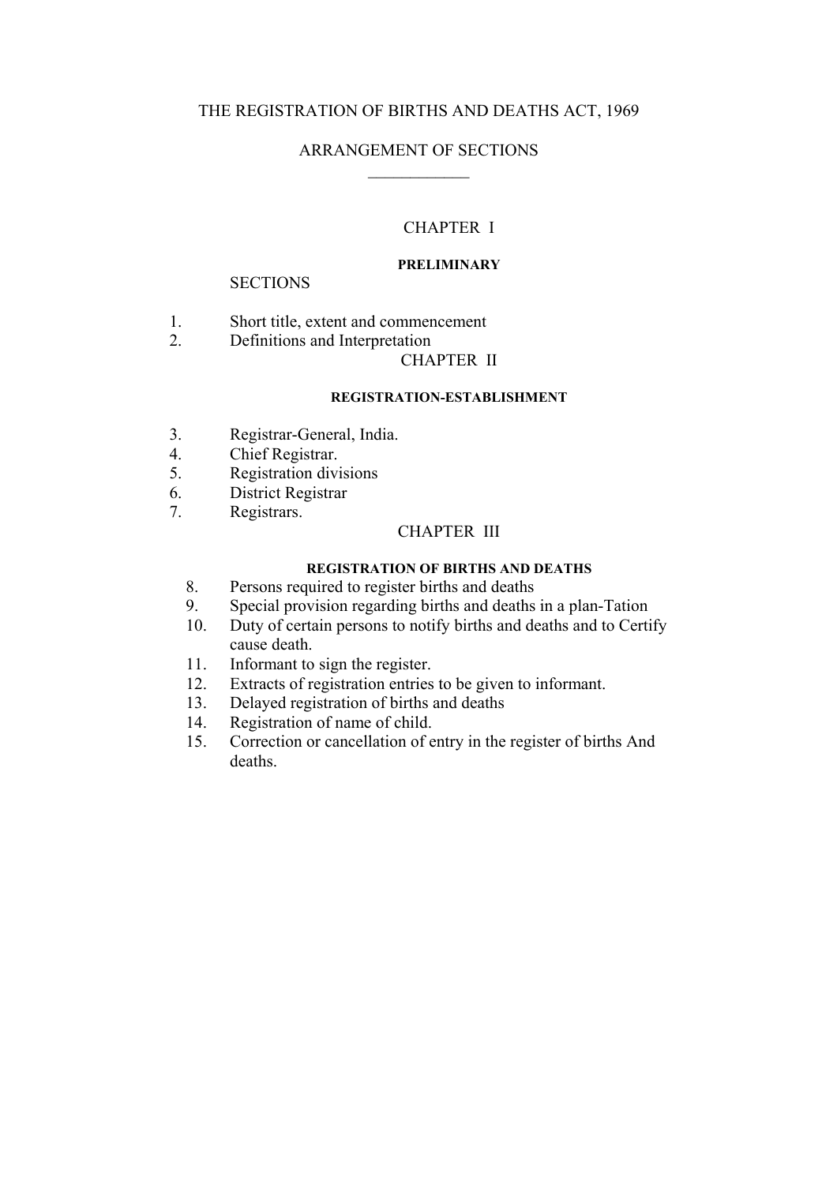# THE REGISTRATION OF BIRTHS AND DEATHS ACT, 1969

## ARRANGEMENT OF SECTIONS

## CHAPTER I

### PRELIMINARY

SECTIONS

1. Short title, extent and commencement
2. Definitions and Interpretation

## CHAPTER II

### REGISTRATION-ESTABLISHMENT

3. Registrar-General, India.
4. Chief Registrar.
5. Registration divisions
6. District Registrar
7. Registrars.

## CHAPTER III

### REGISTRATION OF BIRTHS AND DEATHS

8. Persons required to register births and deaths
9. Special provision regarding births and deaths in a plan-Tation
10. Duty of certain persons to notify births and deaths and to Certify cause death.
11. Informant to sign the register.
12. Extracts of registration entries to be given to informant.
13. Delayed registration of births and deaths
14. Registration of name of child.
15. Correction or cancellation of entry in the register of births And deaths.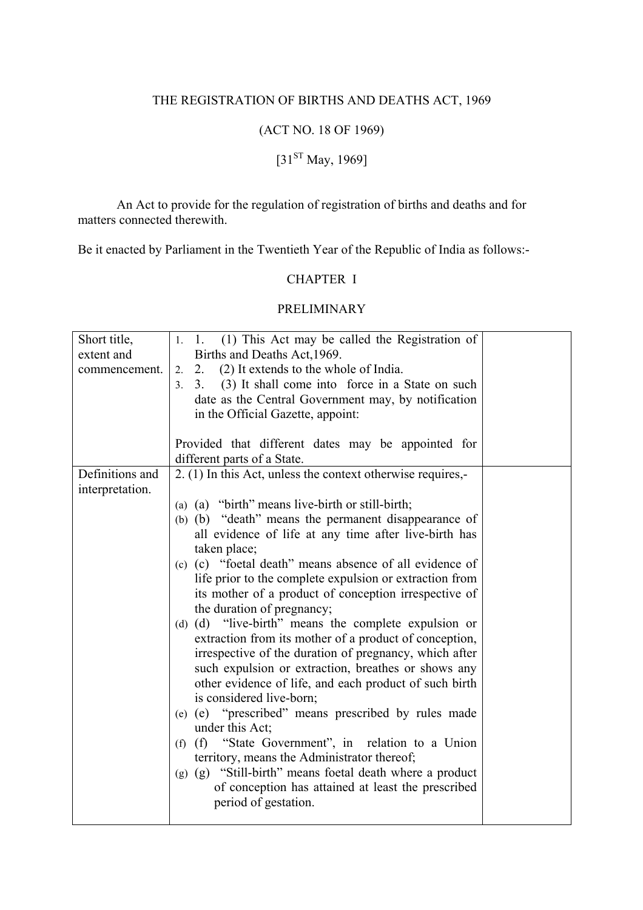THE REGISTRATION OF BIRTHS AND DEATHS ACT, 1969

(ACT NO. 18 OF 1969)

[31[ST] May, 1969]

An Act to provide for the regulation of registration of births and deaths and for matters connected therewith.

Be it enacted by Parliament in the Twentieth Year of the Republic of India as follows:-

## CHAPTER I

## PRELIMINARY

| | | |
|---|---|---|
| Short title, extent and commencement. | 1. 1. (1) This Act may be called the Registration of Births and Deaths Act,1969.<br>2. 2. (2) It extends to the whole of India.<br>3. 3. (3) It shall come into force in a State on such date as the Central Government may, by notification in the Official Gazette, appoint:<br><br>Provided that different dates may be appointed for different parts of a State. | |
| Definitions and interpretation. | 2. (1) In this Act, unless the context otherwise requires,-<br><br>(a) (a) "birth" means live-birth or still-birth;<br>(b) (b) "death" means the permanent disappearance of all evidence of life at any time after live-birth has taken place;<br>(c) (c) "foetal death" means absence of all evidence of life prior to the complete expulsion or extraction from its mother of a product of conception irrespective of the duration of pregnancy;<br>(d) (d) "live-birth" means the complete expulsion or extraction from its mother of a product of conception, irrespective of the duration of pregnancy, which after such expulsion or extraction, breathes or shows any other evidence of life, and each product of such birth is considered live-born;<br>(e) (e) "prescribed" means prescribed by rules made under this Act;<br>(f) (f) "State Government", in relation to a Union territory, means the Administrator thereof;<br>(g) (g) "Still-birth" means foetal death where a product of conception has attained at least the prescribed period of gestation. | |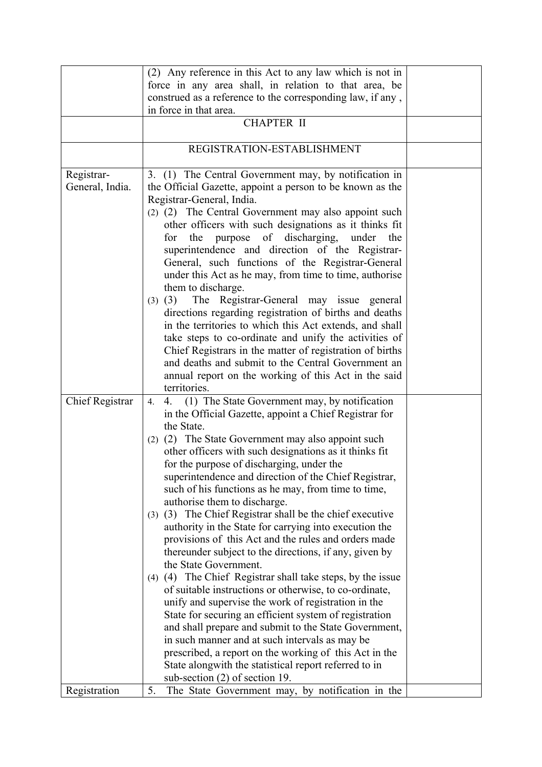| | | |
|---|---|---|
| | (2) Any reference in this Act to any law which is not in force in any area shall, in relation to that area, be construed as a reference to the corresponding law, if any , in force in that area. | |
| | CHAPTER II | |
| | REGISTRATION-ESTABLISHMENT | |
| Registrar-General, India. | 3. (1) The Central Government may, by notification in the Official Gazette, appoint a person to be known as the Registrar-General, India.<br>(2) (2) The Central Government may also appoint such other officers with such designations as it thinks fit for the purpose of discharging, under the superintendence and direction of the Registrar-General, such functions of the Registrar-General under this Act as he may, from time to time, authorise them to discharge.<br>(3) (3) The Registrar-General may issue general directions regarding registration of births and deaths in the territories to which this Act extends, and shall take steps to co-ordinate and unify the activities of Chief Registrars in the matter of registration of births and deaths and submit to the Central Government an annual report on the working of this Act in the said territories. | |
| Chief Registrar | 4. 4. (1) The State Government may, by notification in the Official Gazette, appoint a Chief Registrar for the State.<br>(2) (2) The State Government may also appoint such other officers with such designations as it thinks fit for the purpose of discharging, under the superintendence and direction of the Chief Registrar, such of his functions as he may, from time to time, authorise them to discharge.<br>(3) (3) The Chief Registrar shall be the chief executive authority in the State for carrying into execution the provisions of this Act and the rules and orders made thereunder subject to the directions, if any, given by the State Government.<br>(4) (4) The Chief Registrar shall take steps, by the issue of suitable instructions or otherwise, to co-ordinate, unify and supervise the work of registration in the State for securing an efficient system of registration and shall prepare and submit to the State Government, in such manner and at such intervals as may be prescribed, a report on the working of this Act in the State alongwith the statistical report referred to in sub-section (2) of section 19. | |
| Registration | 5. The State Government may, by notification in the | |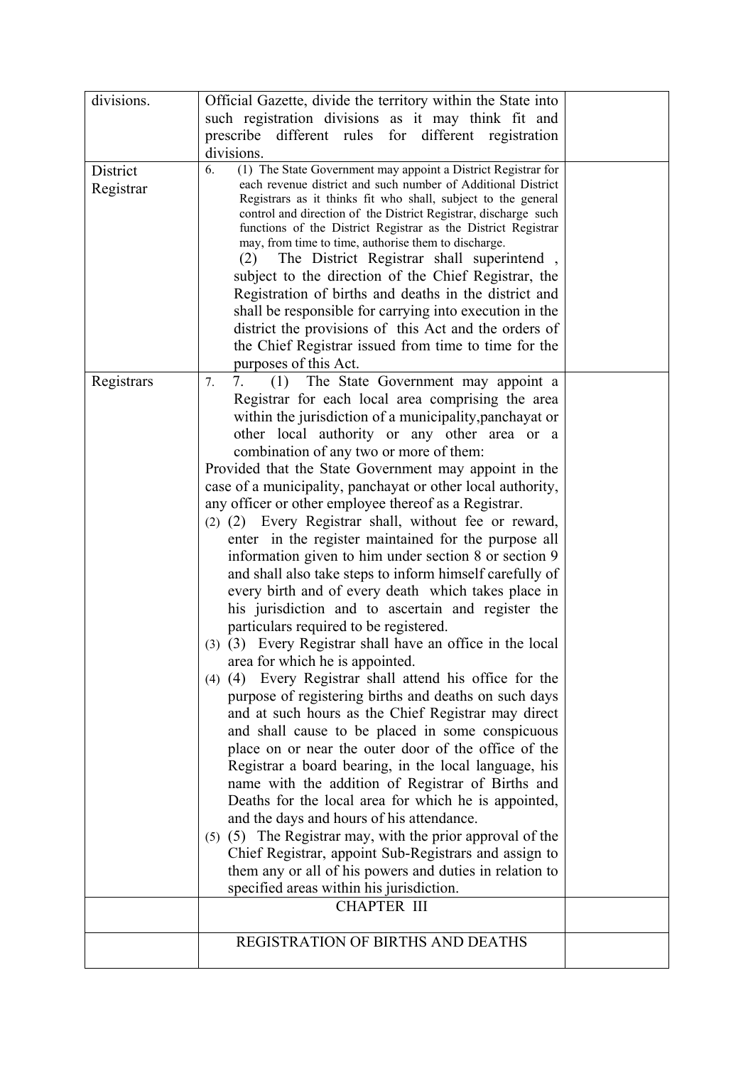| divisions. | Official Gazette, divide the territory within the State into such registration divisions as it may think fit and prescribe different rules for different registration divisions. | |
|---|---|---|
| District Registrar | 6. (1) The State Government may appoint a District Registrar for each revenue district and such number of Additional District Registrars as it thinks fit who shall, subject to the general control and direction of the District Registrar, discharge such functions of the District Registrar as the District Registrar may, from time to time, authorise them to discharge.<br>(2) The District Registrar shall superintend , subject to the direction of the Chief Registrar, the Registration of births and deaths in the district and shall be responsible for carrying into execution in the district the provisions of this Act and the orders of the Chief Registrar issued from time to time for the purposes of this Act. | |
| Registrars | 7. 7. (1) The State Government may appoint a Registrar for each local area comprising the area within the jurisdiction of a municipality,panchayat or other local authority or any other area or a combination of any two or more of them:<br>Provided that the State Government may appoint in the case of a municipality, panchayat or other local authority, any officer or other employee thereof as a Registrar.<br>(2) (2) Every Registrar shall, without fee or reward, enter in the register maintained for the purpose all information given to him under section 8 or section 9 and shall also take steps to inform himself carefully of every birth and of every death which takes place in his jurisdiction and to ascertain and register the particulars required to be registered.<br>(3) (3) Every Registrar shall have an office in the local area for which he is appointed.<br>(4) (4) Every Registrar shall attend his office for the purpose of registering births and deaths on such days and at such hours as the Chief Registrar may direct and shall cause to be placed in some conspicuous place on or near the outer door of the office of the Registrar a board bearing, in the local language, his name with the addition of Registrar of Births and Deaths for the local area for which he is appointed, and the days and hours of his attendance.<br>(5) (5) The Registrar may, with the prior approval of the Chief Registrar, appoint Sub-Registrars and assign to them any or all of his powers and duties in relation to specified areas within his jurisdiction. | |
| | CHAPTER III | |
| | REGISTRATION OF BIRTHS AND DEATHS | |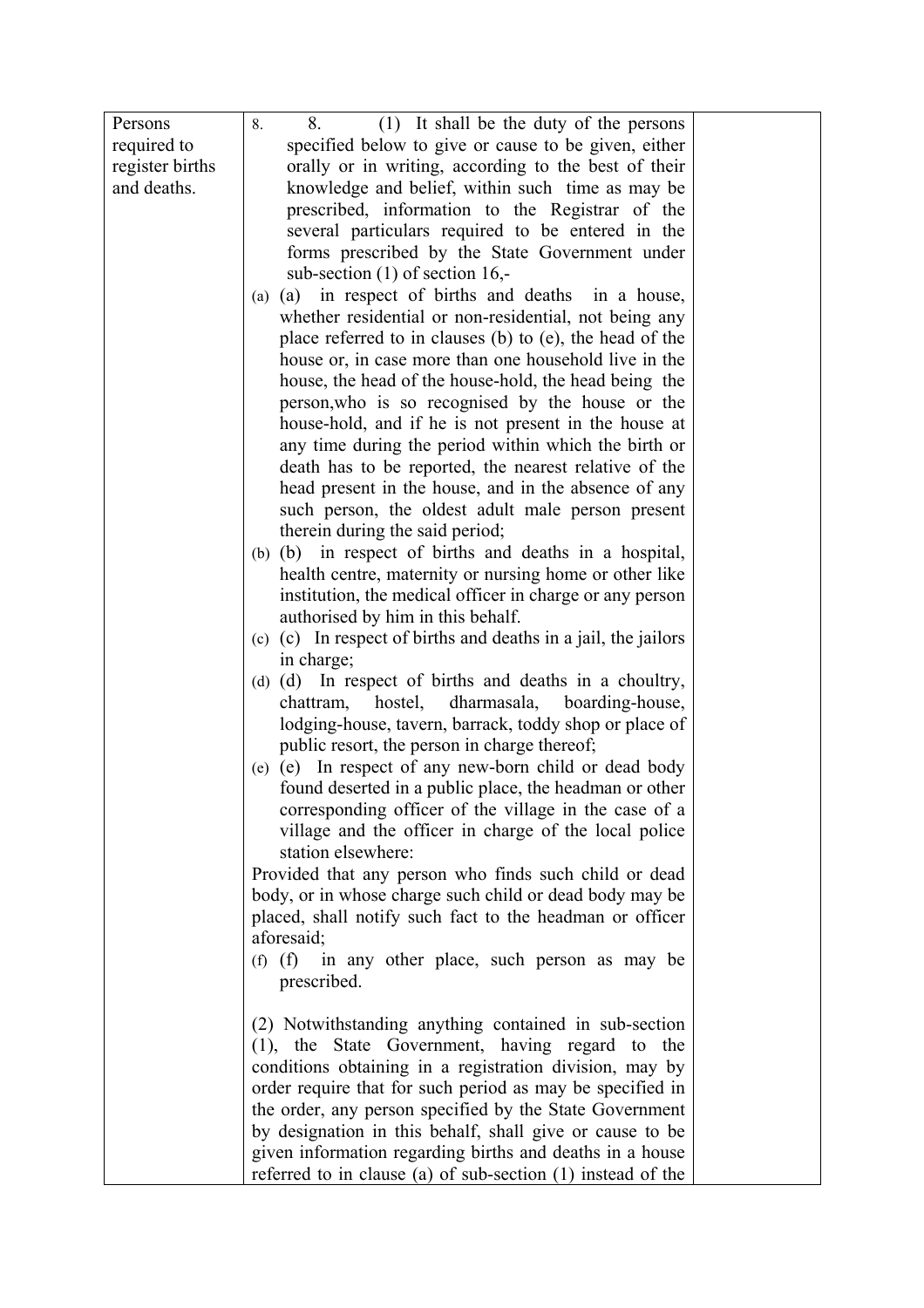| | | |
|---|---|---|
| Persons required to register births and deaths. | 8. 8. (1) It shall be the duty of the persons specified below to give or cause to be given, either orally or in writing, according to the best of their knowledge and belief, within such time as may be prescribed, information to the Registrar of the several particulars required to be entered in the forms prescribed by the State Government under sub-section (1) of section 16,-<br>(a) (a) in respect of births and deaths in a house, whether residential or non-residential, not being any place referred to in clauses (b) to (e), the head of the house or, in case more than one household live in the house, the head of the house-hold, the head being the person,who is so recognised by the house or the house-hold, and if he is not present in the house at any time during the period within which the birth or death has to be reported, the nearest relative of the head present in the house, and in the absence of any such person, the oldest adult male person present therein during the said period;<br>(b) (b) in respect of births and deaths in a hospital, health centre, maternity or nursing home or other like institution, the medical officer in charge or any person authorised by him in this behalf.<br>(c) (c) In respect of births and deaths in a jail, the jailors in charge;<br>(d) (d) In respect of births and deaths in a choultry, chattram, hostel, dharmasala, boarding-house, lodging-house, tavern, barrack, toddy shop or place of public resort, the person in charge thereof;<br>(e) (e) In respect of any new-born child or dead body found deserted in a public place, the headman or other corresponding officer of the village in the case of a village and the officer in charge of the local police station elsewhere:<br>Provided that any person who finds such child or dead body, or in whose charge such child or dead body may be placed, shall notify such fact to the headman or officer aforesaid;<br>(f) (f) in any other place, such person as may be prescribed.<br><br>(2) Notwithstanding anything contained in sub-section (1), the State Government, having regard to the conditions obtaining in a registration division, may by order require that for such period as may be specified in the order, any person specified by the State Government by designation in this behalf, shall give or cause to be given information regarding births and deaths in a house referred to in clause (a) of sub-section (1) instead of the | |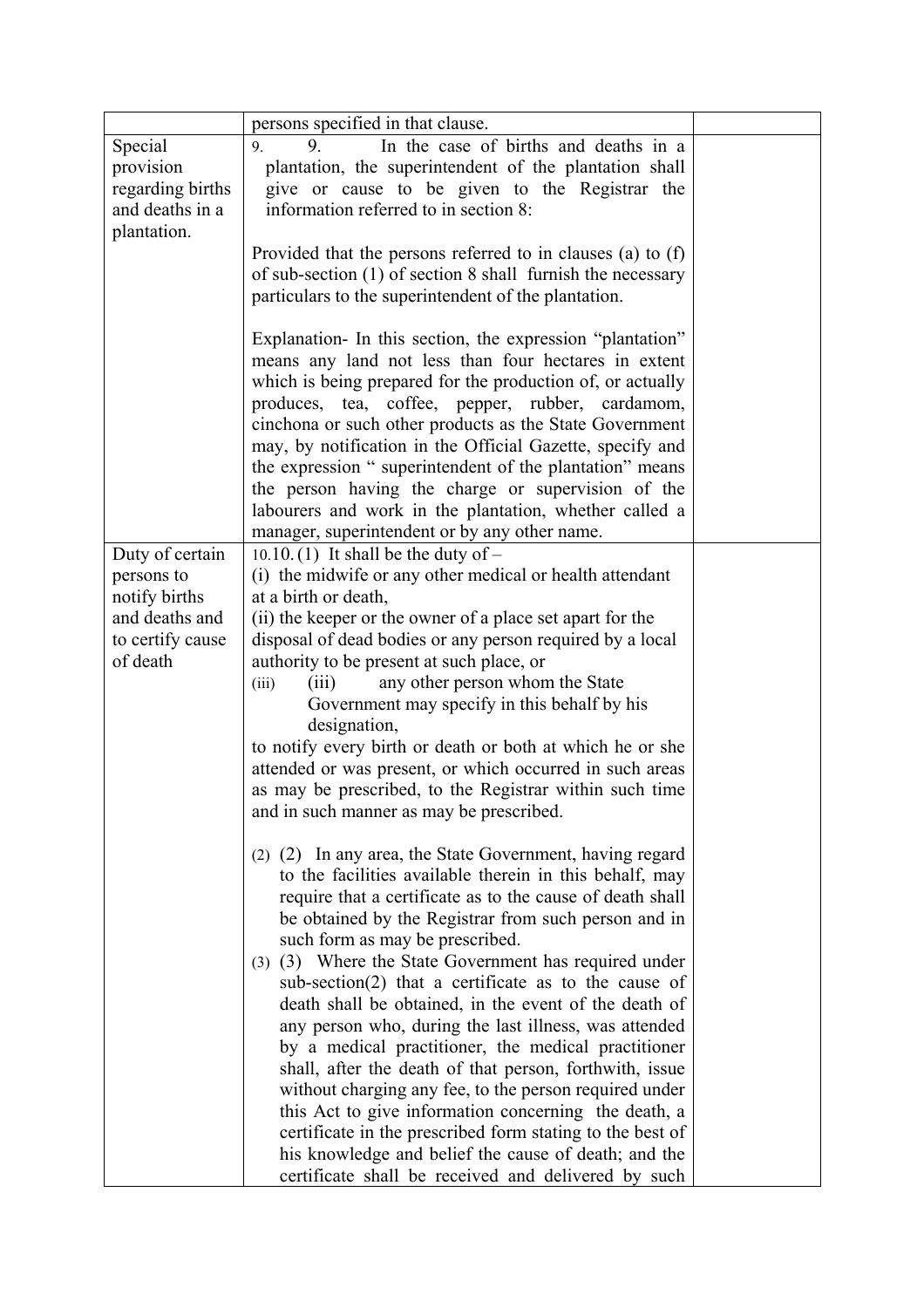| | | |
|---|---|---|
| | persons specified in that clause. | |
| Special provision regarding births and deaths in a plantation. | 9. In the case of births and deaths in a plantation, the superintendent of the plantation shall give or cause to be given to the Registrar the information referred to in section 8:<br><br>Provided that the persons referred to in clauses (a) to (f) of sub-section (1) of section 8 shall furnish the necessary particulars to the superintendent of the plantation.<br><br>Explanation- In this section, the expression "plantation" means any land not less than four hectares in extent which is being prepared for the production of, or actually produces, tea, coffee, pepper, rubber, cardamom, cinchona or such other products as the State Government may, by notification in the Official Gazette, specify and the expression " superintendent of the plantation" means the person having the charge or supervision of the labourers and work in the plantation, whether called a manager, superintendent or by any other name. | |
| Duty of certain persons to notify births and deaths and to certify cause of death | 10. (1) It shall be the duty of –<br>(i) the midwife or any other medical or health attendant at a birth or death,<br>(ii) the keeper or the owner of a place set apart for the disposal of dead bodies or any person required by a local authority to be present at such place, or<br>(iii) any other person whom the State Government may specify in this behalf by his designation,<br>to notify every birth or death or both at which he or she attended or was present, or which occurred in such areas as may be prescribed, to the Registrar within such time and in such manner as may be prescribed.<br><br>(2) In any area, the State Government, having regard to the facilities available therein in this behalf, may require that a certificate as to the cause of death shall be obtained by the Registrar from such person and in such form as may be prescribed.<br>(3) Where the State Government has required under sub-section(2) that a certificate as to the cause of death shall be obtained, in the event of the death of any person who, during the last illness, was attended by a medical practitioner, the medical practitioner shall, after the death of that person, forthwith, issue without charging any fee, to the person required under this Act to give information concerning the death, a certificate in the prescribed form stating to the best of his knowledge and belief the cause of death; and the certificate shall be received and delivered by such | |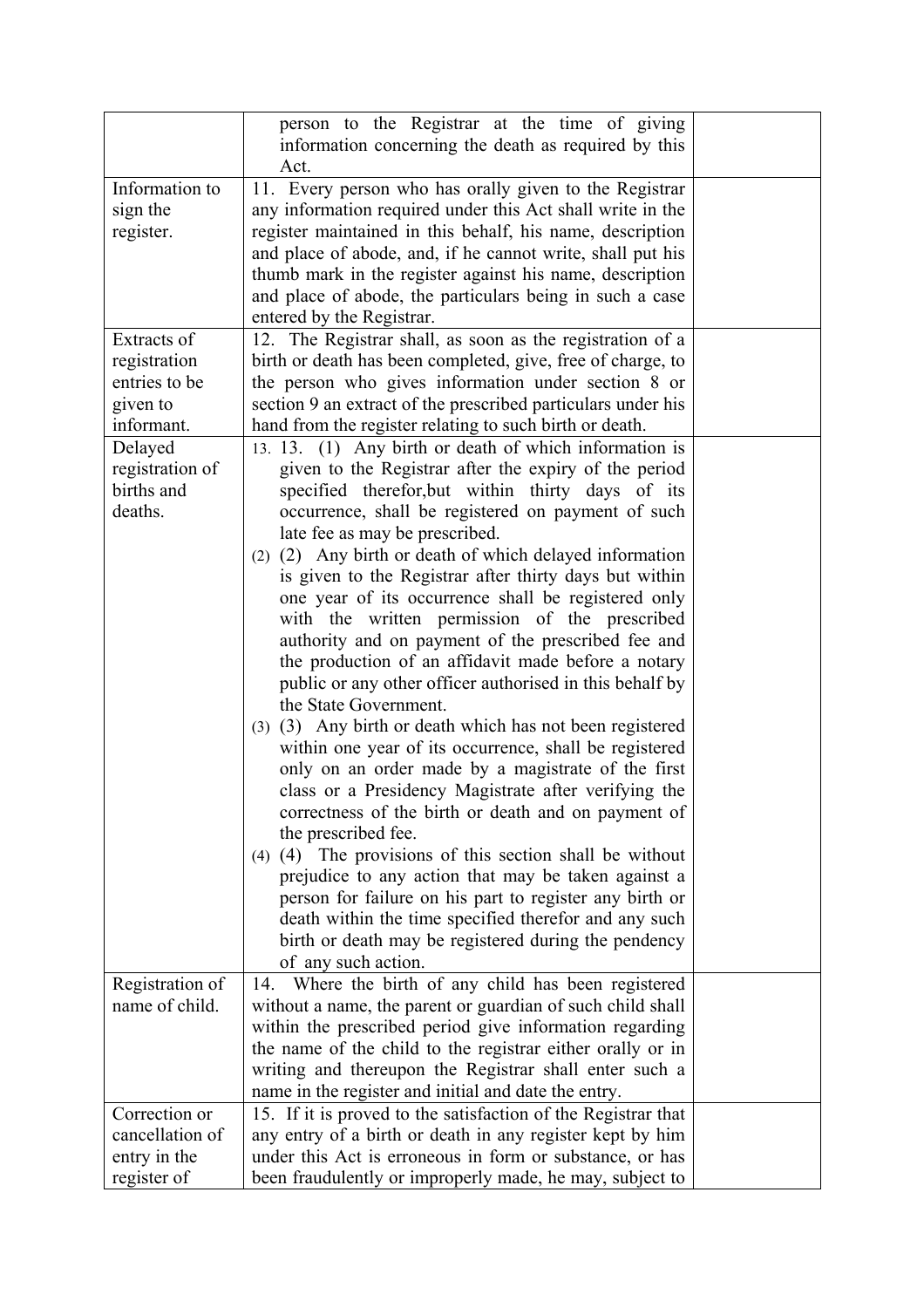| | | |
|---|---|---|
| | person to the Registrar at the time of giving information concerning the death as required by this Act. | |
| Information to sign the register. | 11. Every person who has orally given to the Registrar any information required under this Act shall write in the register maintained in this behalf, his name, description and place of abode, and, if he cannot write, shall put his thumb mark in the register against his name, description and place of abode, the particulars being in such a case entered by the Registrar. | |
| Extracts of registration entries to be given to informant. | 12. The Registrar shall, as soon as the registration of a birth or death has been completed, give, free of charge, to the person who gives information under section 8 or section 9 an extract of the prescribed particulars under his hand from the register relating to such birth or death. | |
| Delayed registration of births and deaths. | 13. 13. (1) Any birth or death of which information is given to the Registrar after the expiry of the period specified therefor,but within thirty days of its occurrence, shall be registered on payment of such late fee as may be prescribed.<br>(2) (2) Any birth or death of which delayed information is given to the Registrar after thirty days but within one year of its occurrence shall be registered only with the written permission of the prescribed authority and on payment of the prescribed fee and the production of an affidavit made before a notary public or any other officer authorised in this behalf by the State Government.<br>(3) (3) Any birth or death which has not been registered within one year of its occurrence, shall be registered only on an order made by a magistrate of the first class or a Presidency Magistrate after verifying the correctness of the birth or death and on payment of the prescribed fee.<br>(4) (4) The provisions of this section shall be without prejudice to any action that may be taken against a person for failure on his part to register any birth or death within the time specified therefor and any such birth or death may be registered during the pendency of any such action. | |
| Registration of name of child. | 14. Where the birth of any child has been registered without a name, the parent or guardian of such child shall within the prescribed period give information regarding the name of the child to the registrar either orally or in writing and thereupon the Registrar shall enter such a name in the register and initial and date the entry. | |
| Correction or cancellation of entry in the register of | 15. If it is proved to the satisfaction of the Registrar that any entry of a birth or death in any register kept by him under this Act is erroneous in form or substance, or has been fraudulently or improperly made, he may, subject to | |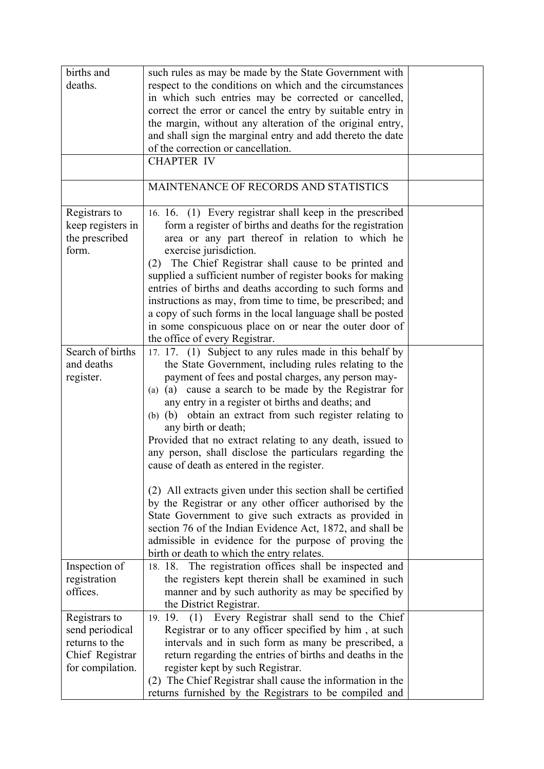| births and deaths. | such rules as may be made by the State Government with respect to the conditions on which and the circumstances in which such entries may be corrected or cancelled, correct the error or cancel the entry by suitable entry in the margin, without any alteration of the original entry, and shall sign the marginal entry and add thereto the date of the correction or cancellation. | |
|---|---|---|
| | CHAPTER IV | |
| | MAINTENANCE OF RECORDS AND STATISTICS | |
| Registrars to keep registers in the prescribed form. | 16. 16. (1) Every registrar shall keep in the prescribed form a register of births and deaths for the registration area or any part thereof in relation to which he exercise jurisdiction.<br>(2) The Chief Registrar shall cause to be printed and supplied a sufficient number of register books for making entries of births and deaths according to such forms and instructions as may, from time to time, be prescribed; and a copy of such forms in the local language shall be posted in some conspicuous place on or near the outer door of the office of every Registrar. | |
| Search of births and deaths register. | 17. 17. (1) Subject to any rules made in this behalf by the State Government, including rules relating to the payment of fees and postal charges, any person may-<br>(a) (a) cause a search to be made by the Registrar for any entry in a register ot births and deaths; and<br>(b) (b) obtain an extract from such register relating to any birth or death;<br>Provided that no extract relating to any death, issued to any person, shall disclose the particulars regarding the cause of death as entered in the register.<br><br>(2) All extracts given under this section shall be certified by the Registrar or any other officer authorised by the State Government to give such extracts as provided in section 76 of the Indian Evidence Act, 1872, and shall be admissible in evidence for the purpose of proving the birth or death to which the entry relates. | |
| Inspection of registration offices. | 18. 18. The registration offices shall be inspected and the registers kept therein shall be examined in such manner and by such authority as may be specified by the District Registrar. | |
| Registrars to send periodical returns to the Chief Registrar for compilation. | 19. 19. (1) Every Registrar shall send to the Chief Registrar or to any officer specified by him , at such intervals and in such form as many be prescribed, a return regarding the entries of births and deaths in the register kept by such Registrar.<br>(2) The Chief Registrar shall cause the information in the returns furnished by the Registrars to be compiled and | |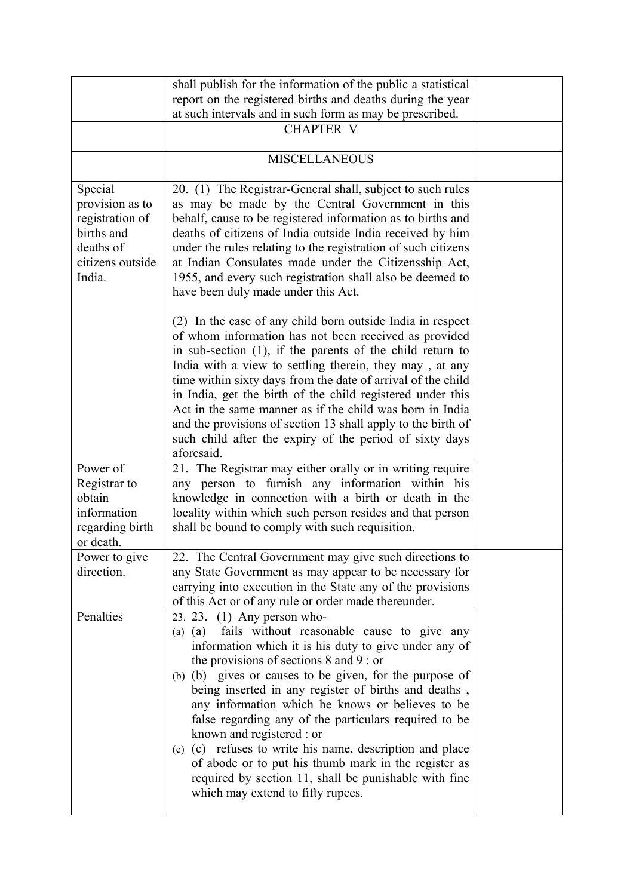| | | |
|---|---|---|
| | shall publish for the information of the public a statistical report on the registered births and deaths during the year at such intervals and in such form as may be prescribed. | |
| | CHAPTER V | |
| | MISCELLANEOUS | |
| Special provision as to registration of births and deaths of citizens outside India. | 20. (1) The Registrar-General shall, subject to such rules as may be made by the Central Government in this behalf, cause to be registered information as to births and deaths of citizens of India outside India received by him under the rules relating to the registration of such citizens at Indian Consulates made under the Citizensship Act, 1955, and every such registration shall also be deemed to have been duly made under this Act.<br><br>(2) In the case of any child born outside India in respect of whom information has not been received as provided in sub-section (1), if the parents of the child return to India with a view to settling therein, they may , at any time within sixty days from the date of arrival of the child in India, get the birth of the child registered under this Act in the same manner as if the child was born in India and the provisions of section 13 shall apply to the birth of such child after the expiry of the period of sixty days aforesaid. | |
| Power of Registrar to obtain information regarding birth or death. | 21. The Registrar may either orally or in writing require any person to furnish any information within his knowledge in connection with a birth or death in the locality within which such person resides and that person shall be bound to comply with such requisition. | |
| Power to give direction. | 22. The Central Government may give such directions to any State Government as may appear to be necessary for carrying into execution in the State any of the provisions of this Act or of any rule or order made thereunder. | |
| Penalties | 23. 23. (1) Any person who-<br>(a) (a) fails without reasonable cause to give any information which it is his duty to give under any of the provisions of sections 8 and 9 : or<br>(b) (b) gives or causes to be given, for the purpose of being inserted in any register of births and deaths , any information which he knows or believes to be false regarding any of the particulars required to be known and registered : or<br>(c) (c) refuses to write his name, description and place of abode or to put his thumb mark in the register as required by section 11, shall be punishable with fine which may extend to fifty rupees. | |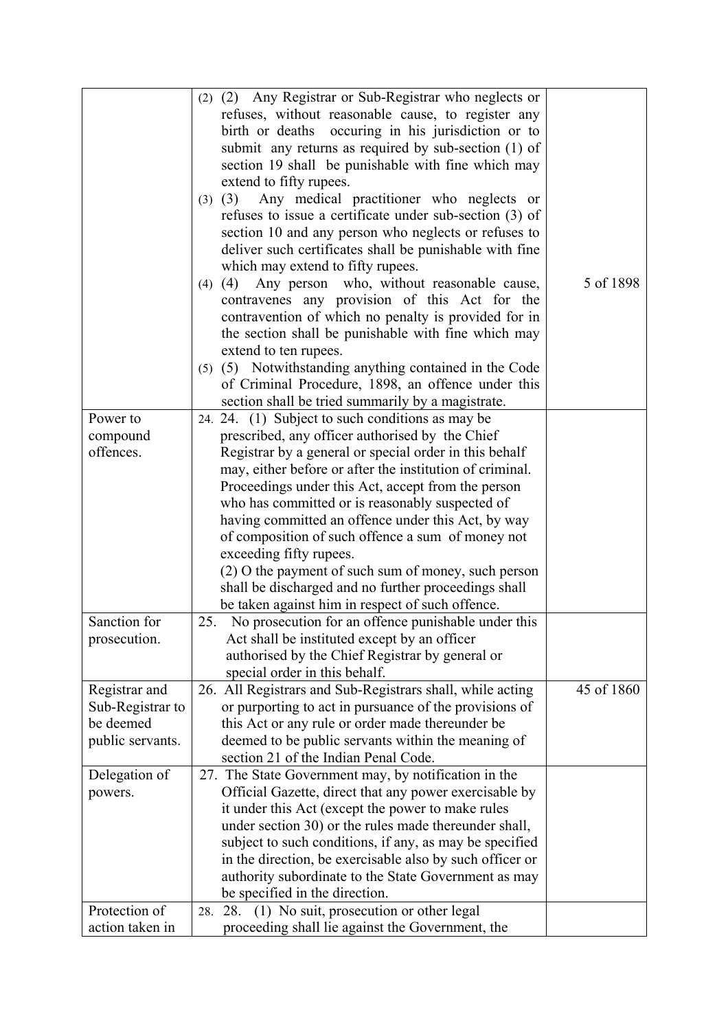| | | |
|---|---|---|
| | (2) (2) Any Registrar or Sub-Registrar who neglects or refuses, without reasonable cause, to register any birth or deaths occuring in his jurisdiction or to submit any returns as required by sub-section (1) of section 19 shall be punishable with fine which may extend to fifty rupees.<br>(3) (3) Any medical practitioner who neglects or refuses to issue a certificate under sub-section (3) of section 10 and any person who neglects or refuses to deliver such certificates shall be punishable with fine which may extend to fifty rupees.<br>(4) (4) Any person who, without reasonable cause, contravenes any provision of this Act for the contravention of which no penalty is provided for in the section shall be punishable with fine which may extend to ten rupees.<br>(5) (5) Notwithstanding anything contained in the Code of Criminal Procedure, 1898, an offence under this section shall be tried summarily by a magistrate. | 5 of 1898 |
| Power to compound offences. | 24. 24. (1) Subject to such conditions as may be prescribed, any officer authorised by the Chief Registrar by a general or special order in this behalf may, either before or after the institution of criminal. Proceedings under this Act, accept from the person who has committed or is reasonably suspected of having committed an offence under this Act, by way of composition of such offence a sum of money not exceeding fifty rupees.<br>(2) O the payment of such sum of money, such person shall be discharged and no further proceedings shall be taken against him in respect of such offence. | |
| Sanction for prosecution. | 25. No prosecution for an offence punishable under this Act shall be instituted except by an officer authorised by the Chief Registrar by general or special order in this behalf. | |
| Registrar and Sub-Registrar to be deemed public servants. | 26. All Registrars and Sub-Registrars shall, while acting or purporting to act in pursuance of the provisions of this Act or any rule or order made thereunder be deemed to be public servants within the meaning of section 21 of the Indian Penal Code. | 45 of 1860 |
| Delegation of powers. | 27. The State Government may, by notification in the Official Gazette, direct that any power exercisable by it under this Act (except the power to make rules under section 30) or the rules made thereunder shall, subject to such conditions, if any, as may be specified in the direction, be exercisable also by such officer or authority subordinate to the State Government as may be specified in the direction. | |
| Protection of action taken in | 28. 28. (1) No suit, prosecution or other legal proceeding shall lie against the Government, the | |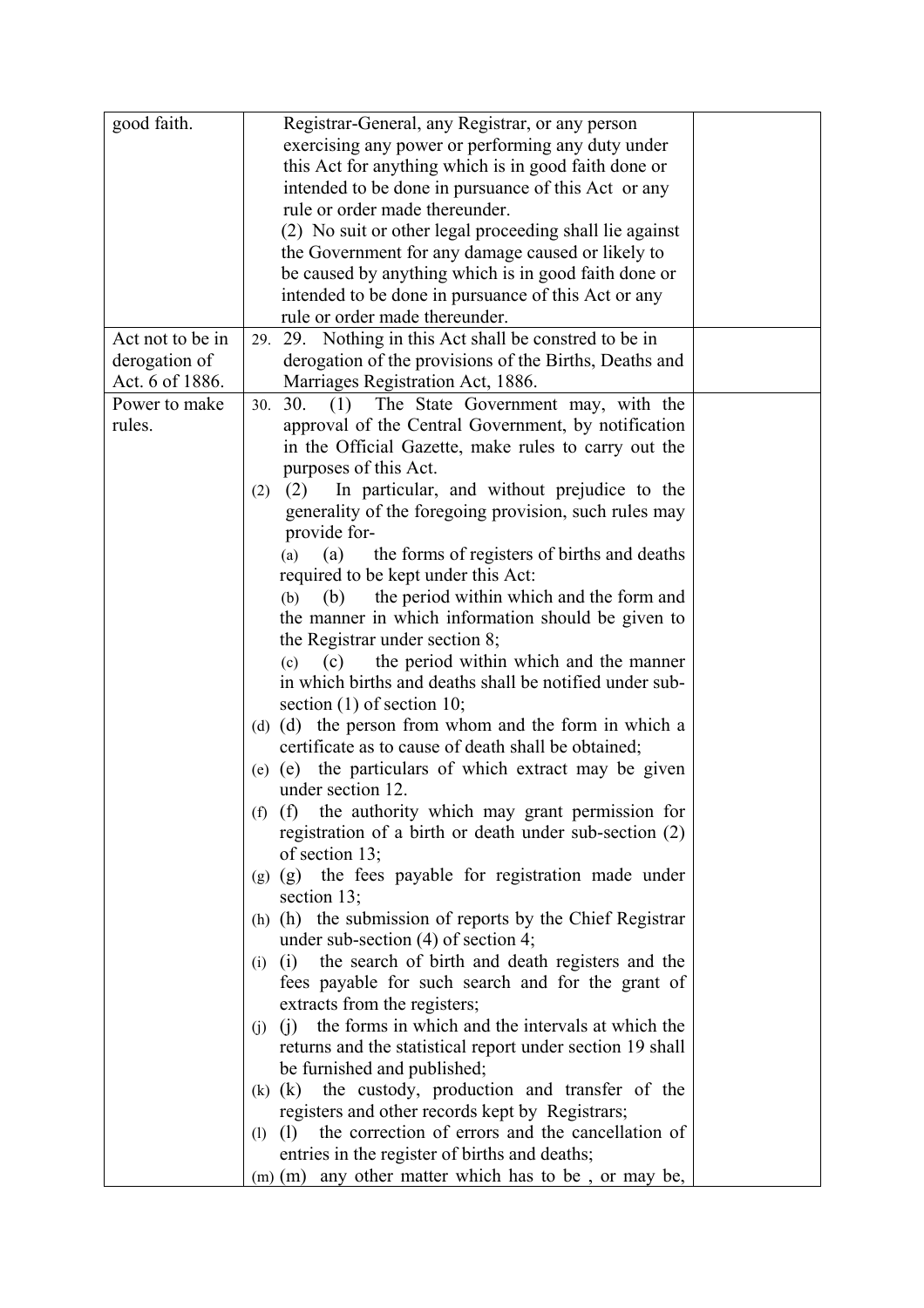| | | |
|---|---|---|
| good faith. | Registrar-General, any Registrar, or any person exercising any power or performing any duty under this Act for anything which is in good faith done or intended to be done in pursuance of this Act or any rule or order made thereunder.<br>(2) No suit or other legal proceeding shall lie against the Government for any damage caused or likely to be caused by anything which is in good faith done or intended to be done in pursuance of this Act or any rule or order made thereunder. | |
| Act not to be in derogation of Act. 6 of 1886. | 29. 29. Nothing in this Act shall be constred to be in derogation of the provisions of the Births, Deaths and Marriages Registration Act, 1886. | |
| Power to make rules. | 30. 30. (1) The State Government may, with the approval of the Central Government, by notification in the Official Gazette, make rules to carry out the purposes of this Act.<br>(2) (2) In particular, and without prejudice to the generality of the foregoing provision, such rules may provide for-<br>(a) (a) the forms of registers of births and deaths required to be kept under this Act:<br>(b) (b) the period within which and the form and the manner in which information should be given to the Registrar under section 8;<br>(c) (c) the period within which and the manner in which births and deaths shall be notified under sub-section (1) of section 10;<br>(d) (d) the person from whom and the form in which a certificate as to cause of death shall be obtained;<br>(e) (e) the particulars of which extract may be given under section 12.<br>(f) (f) the authority which may grant permission for registration of a birth or death under sub-section (2) of section 13;<br>(g) (g) the fees payable for registration made under section 13;<br>(h) (h) the submission of reports by the Chief Registrar under sub-section (4) of section 4;<br>(i) (i) the search of birth and death registers and the fees payable for such search and for the grant of extracts from the registers;<br>(j) (j) the forms in which and the intervals at which the returns and the statistical report under section 19 shall be furnished and published;<br>(k) (k) the custody, production and transfer of the registers and other records kept by Registrars;<br>(l) (l) the correction of errors and the cancellation of entries in the register of births and deaths;<br>(m) (m) any other matter which has to be , or may be, | |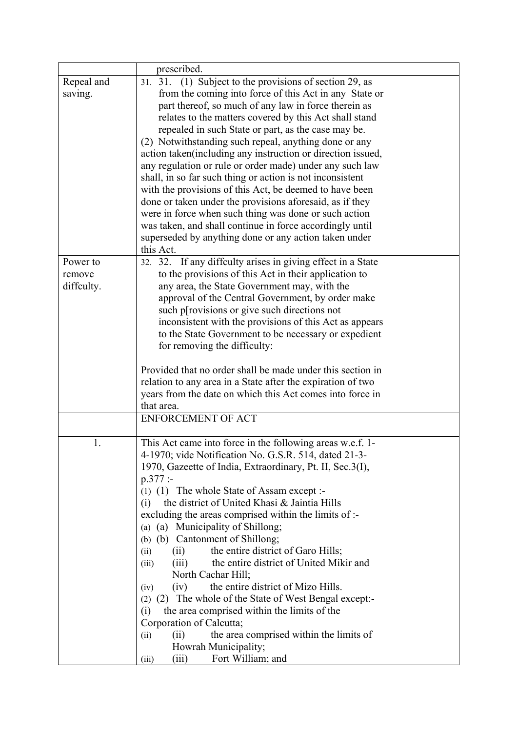| | | |
|---|---|---|
| | prescribed. | |
| Repeal and saving. | 31. 31. (1) Subject to the provisions of section 29, as from the coming into force of this Act in any State or part thereof, so much of any law in force therein as relates to the matters covered by this Act shall stand repealed in such State or part, as the case may be.<br>(2) Notwithstanding such repeal, anything done or any action taken(including any instruction or direction issued, any regulation or rule or order made) under any such law shall, in so far such thing or action is not inconsistent with the provisions of this Act, be deemed to have been done or taken under the provisions aforesaid, as if they were in force when such thing was done or such action was taken, and shall continue in force accordingly until superseded by anything done or any action taken under this Act. | |
| Power to remove diffculty. | 32. 32. If any diffculty arises in giving effect in a State to the provisions of this Act in their application to any area, the State Government may, with the approval of the Central Government, by order make such p[rovisions or give such directions not inconsistent with the provisions of this Act as appears to the State Government to be necessary or expedient for removing the difficulty:<br><br>Provided that no order shall be made under this section in relation to any area in a State after the expiration of two years from the date on which this Act comes into force in that area. | |
| | ENFORCEMENT OF ACT | |
| 1. | This Act came into force in the following areas w.e.f. 1-4-1970; vide Notification No. G.S.R. 514, dated 21-3-1970, Gazeette of India, Extraordinary, Pt. II, Sec.3(I), p.377 :-<br>(1) (1) The whole State of Assam except :-<br>(i) the district of United Khasi & Jaintia Hills excluding the areas comprised within the limits of :-<br>(a) (a) Municipality of Shillong;<br>(b) (b) Cantonment of Shillong;<br>(ii) (ii) the entire district of Garo Hills;<br>(iii) (iii) the entire district of United Mikir and North Cachar Hill;<br>(iv) (iv) the entire district of Mizo Hills.<br>(2) (2) The whole of the State of West Bengal except:-<br>(i) the area comprised within the limits of the Corporation of Calcutta;<br>(ii) (ii) the area comprised within the limits of Howrah Municipality;<br>(iii) (iii) Fort William; and | |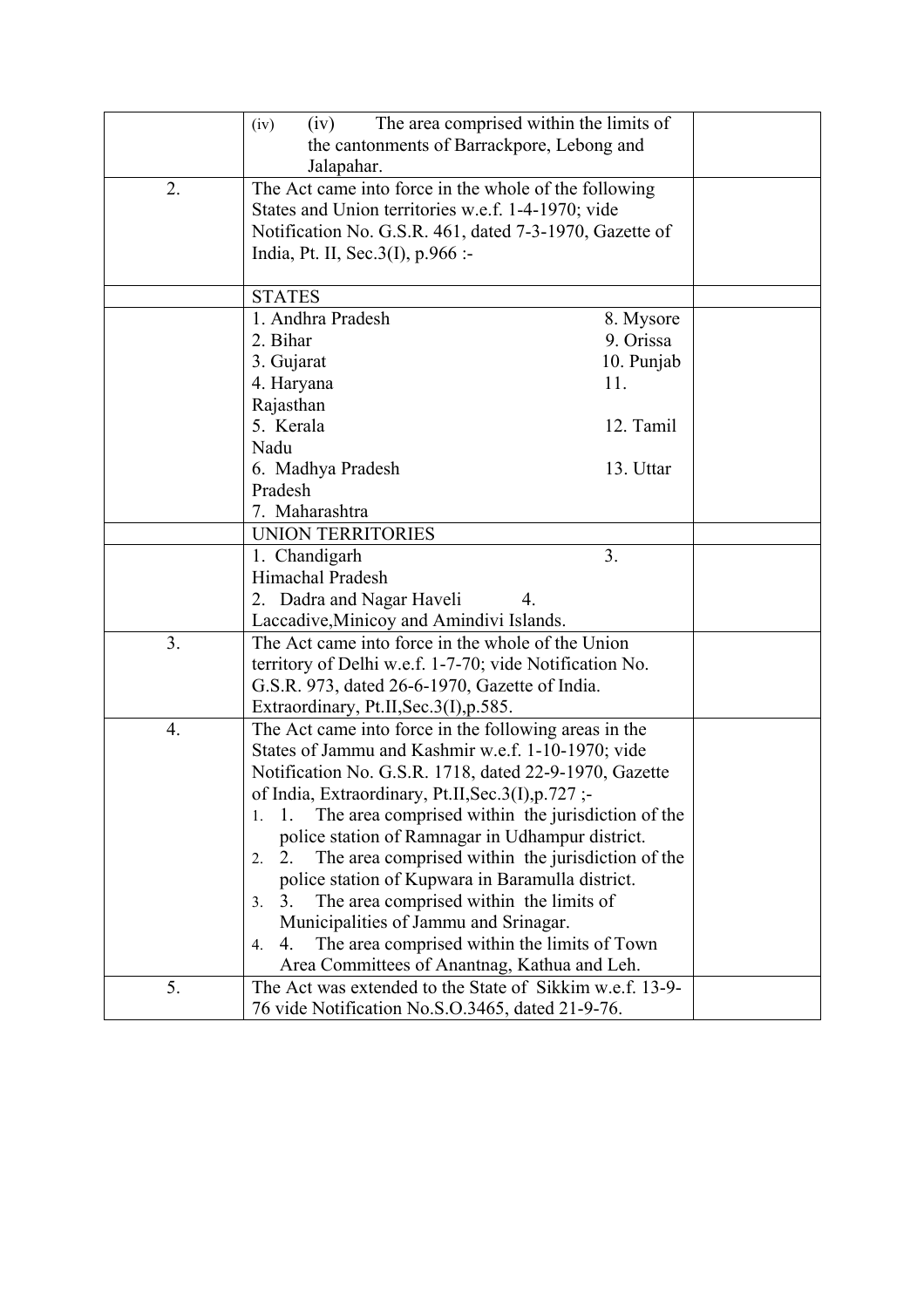| | | |
|---|---|---|
| | (iv) (iv) The area comprised within the limits of the cantonments of Barrackpore, Lebong and Jalapahar. | |
| 2. | The Act came into force in the whole of the following States and Union territories w.e.f. 1-4-1970; vide Notification No. G.S.R. 461, dated 7-3-1970, Gazette of India, Pt. II, Sec.3(I), p.966 :- | |
| | STATES | |
| | 1. Andhra Pradesh 8. Mysore<br>2. Bihar 9. Orissa<br>3. Gujarat 10. Punjab<br>4. Haryana 11. Rajasthan<br>5. Kerala 12. Tamil Nadu<br>6. Madhya Pradesh 13. Uttar Pradesh<br>7. Maharashtra | |
| | UNION TERRITORIES | |
| | 1. Chandigarh 3. Himachal Pradesh<br>2. Dadra and Nagar Haveli 4. Laccadive,Minicoy and Amindivi Islands. | |
| 3. | The Act came into force in the whole of the Union territory of Delhi w.e.f. 1-7-70; vide Notification No. G.S.R. 973, dated 26-6-1970, Gazette of India. Extraordinary, Pt.II,Sec.3(I),p.585. | |
| 4. | The Act came into force in the following areas in the States of Jammu and Kashmir w.e.f. 1-10-1970; vide Notification No. G.S.R. 1718, dated 22-9-1970, Gazette of India, Extraordinary, Pt.II,Sec.3(I),p.727 ;-<br>1. 1. The area comprised within the jurisdiction of the police station of Ramnagar in Udhampur district.<br>2. 2. The area comprised within the jurisdiction of the police station of Kupwara in Baramulla district.<br>3. 3. The area comprised within the limits of Municipalities of Jammu and Srinagar.<br>4. 4. The area comprised within the limits of Town Area Committees of Anantnag, Kathua and Leh. | |
| 5. | The Act was extended to the State of Sikkim w.e.f. 13-9-76 vide Notification No.S.O.3465, dated 21-9-76. | |